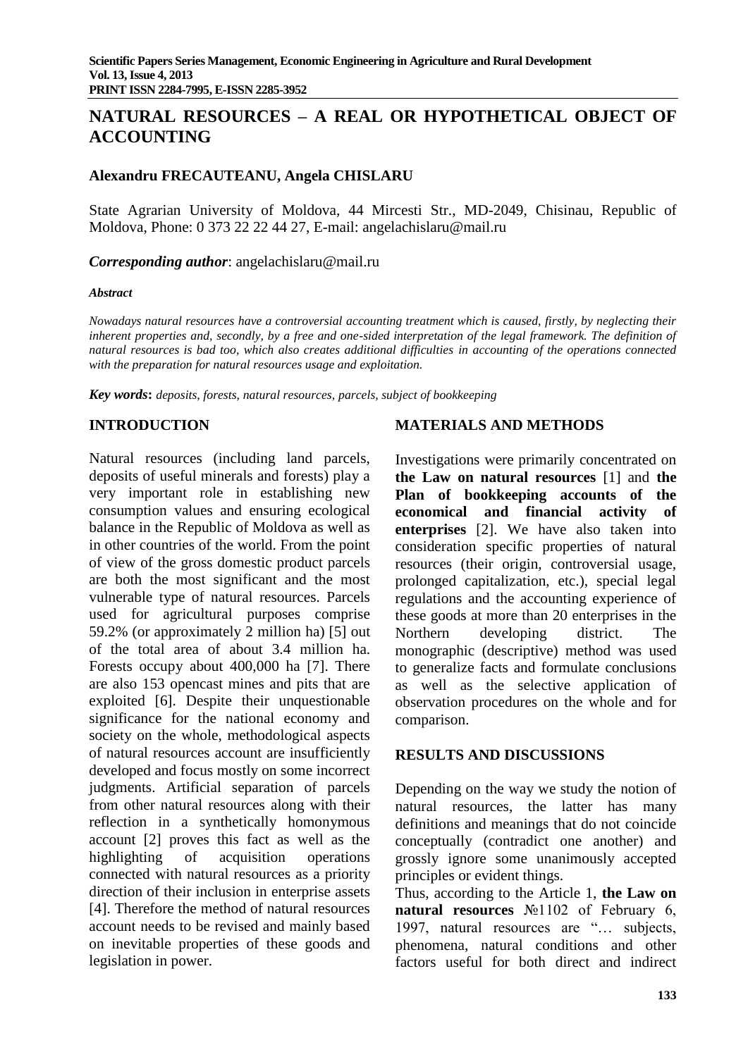# NATURAL RESOURCES – A REAL OR HYPOTHETICAL OBJECT OF ACCOUNTING

**Alexandru FRECAUTEANU, Angela CHISLARU**

State Agrarian University of Moldova, 44 Mircesti Str., MD-2049, Chisinau, Republic of Moldova, Phone: 0 373 22 22 44 27, E-mail: angelachislaru@mail.ru

***Corresponding author***: angelachislaru@mail.ru

***Abstract***

*Nowadays natural resources have a controversial accounting treatment which is caused, firstly, by neglecting their inherent properties and, secondly, by a free and one-sided interpretation of the legal framework. The definition of natural resources is bad too, which also creates additional difficulties in accounting of the operations connected with the preparation for natural resources usage and exploitation.*

***Key words***: *deposits, forests, natural resources, parcels, subject of bookkeeping*

## INTRODUCTION

Natural resources (including land parcels, deposits of useful minerals and forests) play a very important role in establishing new consumption values and ensuring ecological balance in the Republic of Moldova as well as in other countries of the world. From the point of view of the gross domestic product parcels are both the most significant and the most vulnerable type of natural resources. Parcels used for agricultural purposes comprise 59.2% (or approximately 2 million ha) [5] out of the total area of about 3.4 million ha. Forests occupy about 400,000 ha [7]. There are also 153 opencast mines and pits that are exploited [6]. Despite their unquestionable significance for the national economy and society on the whole, methodological aspects of natural resources account are insufficiently developed and focus mostly on some incorrect judgments. Artificial separation of parcels from other natural resources along with their reflection in a synthetically homonymous account [2] proves this fact as well as the highlighting of acquisition operations connected with natural resources as a priority direction of their inclusion in enterprise assets [4]. Therefore the method of natural resources account needs to be revised and mainly based on inevitable properties of these goods and legislation in power.

## MATERIALS AND METHODS

Investigations were primarily concentrated on **the Law on natural resources** [1] and **the Plan of bookkeeping accounts of the economical and financial activity of enterprises** [2]. We have also taken into consideration specific properties of natural resources (their origin, controversial usage, prolonged capitalization, etc.), special legal regulations and the accounting experience of these goods at more than 20 enterprises in the Northern developing district. The monographic (descriptive) method was used to generalize facts and formulate conclusions as well as the selective application of observation procedures on the whole and for comparison.

## RESULTS AND DISCUSSIONS

Depending on the way we study the notion of natural resources, the latter has many definitions and meanings that do not coincide conceptually (contradict one another) and grossly ignore some unanimously accepted principles or evident things.

Thus, according to the Article 1, **the Law on natural resources** №1102 of February 6, 1997, natural resources are "… subjects, phenomena, natural conditions and other factors useful for both direct and indirect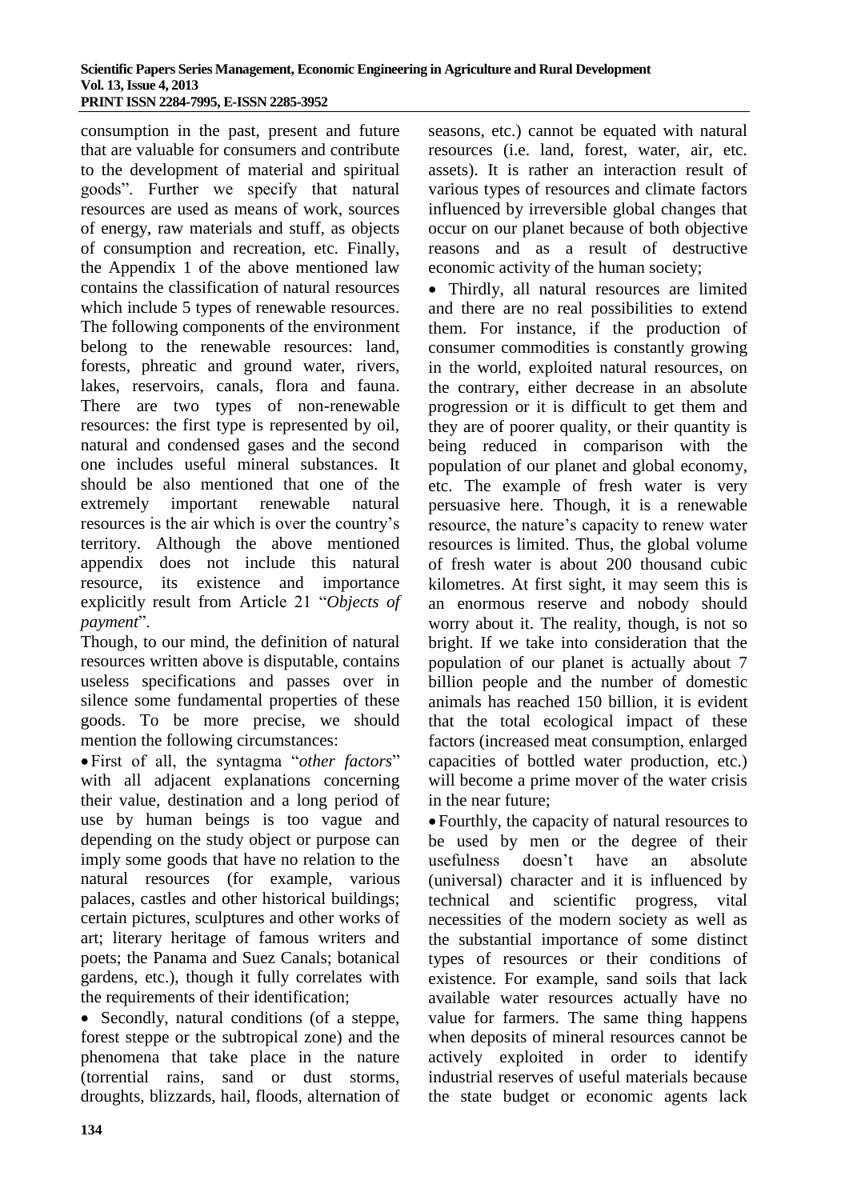consumption in the past, present and future that are valuable for consumers and contribute to the development of material and spiritual goods". Further we specify that natural resources are used as means of work, sources of energy, raw materials and stuff, as objects of consumption and recreation, etc. Finally, the Appendix 1 of the above mentioned law contains the classification of natural resources which include 5 types of renewable resources. The following components of the environment belong to the renewable resources: land, forests, phreatic and ground water, rivers, lakes, reservoirs, canals, flora and fauna. There are two types of non-renewable resources: the first type is represented by oil, natural and condensed gases and the second one includes useful mineral substances. It should be also mentioned that one of the extremely important renewable natural resources is the air which is over the country's territory. Although the above mentioned appendix does not include this natural resource, its existence and importance explicitly result from Article 21 "*Objects of payment*".

Though, to our mind, the definition of natural resources written above is disputable, contains useless specifications and passes over in silence some fundamental properties of these goods. To be more precise, we should mention the following circumstances:

- First of all, the syntagma "*other factors*" with all adjacent explanations concerning their value, destination and a long period of use by human beings is too vague and depending on the study object or purpose can imply some goods that have no relation to the natural resources (for example, various palaces, castles and other historical buildings; certain pictures, sculptures and other works of art; literary heritage of famous writers and poets; the Panama and Suez Canals; botanical gardens, etc.), though it fully correlates with the requirements of their identification;
- Secondly, natural conditions (of a steppe, forest steppe or the subtropical zone) and the phenomena that take place in the nature (torrential rains, sand or dust storms, droughts, blizzards, hail, floods, alternation of seasons, etc.) cannot be equated with natural resources (i.e. land, forest, water, air, etc. assets). It is rather an interaction result of various types of resources and climate factors influenced by irreversible global changes that occur on our planet because of both objective reasons and as a result of destructive economic activity of the human society;
- Thirdly, all natural resources are limited and there are no real possibilities to extend them. For instance, if the production of consumer commodities is constantly growing in the world, exploited natural resources, on the contrary, either decrease in an absolute progression or it is difficult to get them and they are of poorer quality, or their quantity is being reduced in comparison with the population of our planet and global economy, etc. The example of fresh water is very persuasive here. Though, it is a renewable resource, the nature's capacity to renew water resources is limited. Thus, the global volume of fresh water is about 200 thousand cubic kilometres. At first sight, it may seem this is an enormous reserve and nobody should worry about it. The reality, though, is not so bright. If we take into consideration that the population of our planet is actually about 7 billion people and the number of domestic animals has reached 150 billion, it is evident that the total ecological impact of these factors (increased meat consumption, enlarged capacities of bottled water production, etc.) will become a prime mover of the water crisis in the near future;
- Fourthly, the capacity of natural resources to be used by men or the degree of their usefulness doesn't have an absolute (universal) character and it is influenced by technical and scientific progress, vital necessities of the modern society as well as the substantial importance of some distinct types of resources or their conditions of existence. For example, sand soils that lack available water resources actually have no value for farmers. The same thing happens when deposits of mineral resources cannot be actively exploited in order to identify industrial reserves of useful materials because the state budget or economic agents lack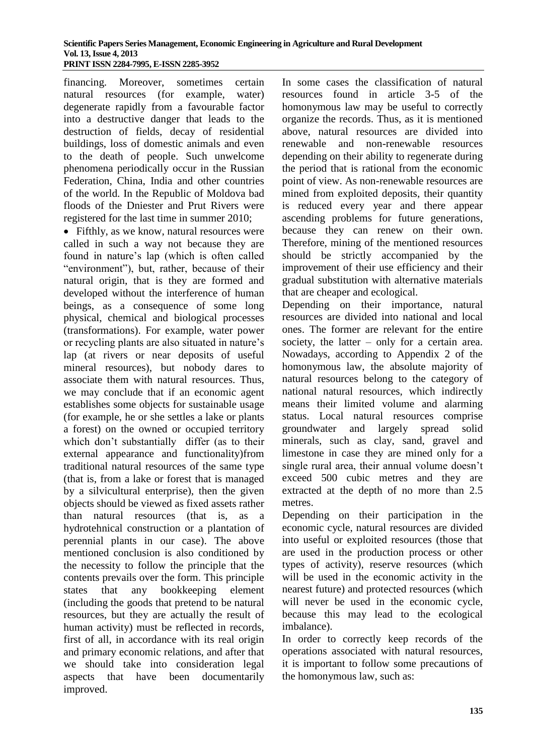financing. Moreover, sometimes certain natural resources (for example, water) degenerate rapidly from a favourable factor into a destructive danger that leads to the destruction of fields, decay of residential buildings, loss of domestic animals and even to the death of people. Such unwelcome phenomena periodically occur in the Russian Federation, China, India and other countries of the world. In the Republic of Moldova bad floods of the Dniester and Prut Rivers were registered for the last time in summer 2010;

- Fifthly, as we know, natural resources were called in such a way not because they are found in nature's lap (which is often called "environment"), but, rather, because of their natural origin, that is they are formed and developed without the interference of human beings, as a consequence of some long physical, chemical and biological processes (transformations). For example, water power or recycling plants are also situated in nature's lap (at rivers or near deposits of useful mineral resources), but nobody dares to associate them with natural resources. Thus, we may conclude that if an economic agent establishes some objects for sustainable usage (for example, he or she settles a lake or plants a forest) on the owned or occupied territory which don't substantially differ (as to their external appearance and functionality)from traditional natural resources of the same type (that is, from a lake or forest that is managed by a silvicultural enterprise), then the given objects should be viewed as fixed assets rather than natural resources (that is, as a hydrotehnical construction or a plantation of perennial plants in our case). The above mentioned conclusion is also conditioned by the necessity to follow the principle that the contents prevails over the form. This principle states that any bookkeeping element (including the goods that pretend to be natural resources, but they are actually the result of human activity) must be reflected in records, first of all, in accordance with its real origin and primary economic relations, and after that we should take into consideration legal aspects that have been documentarily improved.

In some cases the classification of natural resources found in article 3-5 of the homonymous law may be useful to correctly organize the records. Thus, as it is mentioned above, natural resources are divided into renewable and non-renewable resources depending on their ability to regenerate during the period that is rational from the economic point of view. As non-renewable resources are mined from exploited deposits, their quantity is reduced every year and there appear ascending problems for future generations, because they can renew on their own. Therefore, mining of the mentioned resources should be strictly accompanied by the improvement of their use efficiency and their gradual substitution with alternative materials that are cheaper and ecological.

Depending on their importance, natural resources are divided into national and local ones. The former are relevant for the entire society, the latter – only for a certain area. Nowadays, according to Appendix 2 of the homonymous law, the absolute majority of natural resources belong to the category of national natural resources, which indirectly means their limited volume and alarming status. Local natural resources comprise groundwater and largely spread solid minerals, such as clay, sand, gravel and limestone in case they are mined only for a single rural area, their annual volume doesn't exceed 500 cubic metres and they are extracted at the depth of no more than 2.5 metres.

Depending on their participation in the economic cycle, natural resources are divided into useful or exploited resources (those that are used in the production process or other types of activity), reserve resources (which will be used in the economic activity in the nearest future) and protected resources (which will never be used in the economic cycle, because this may lead to the ecological imbalance).

In order to correctly keep records of the operations associated with natural resources, it is important to follow some precautions of the homonymous law, such as: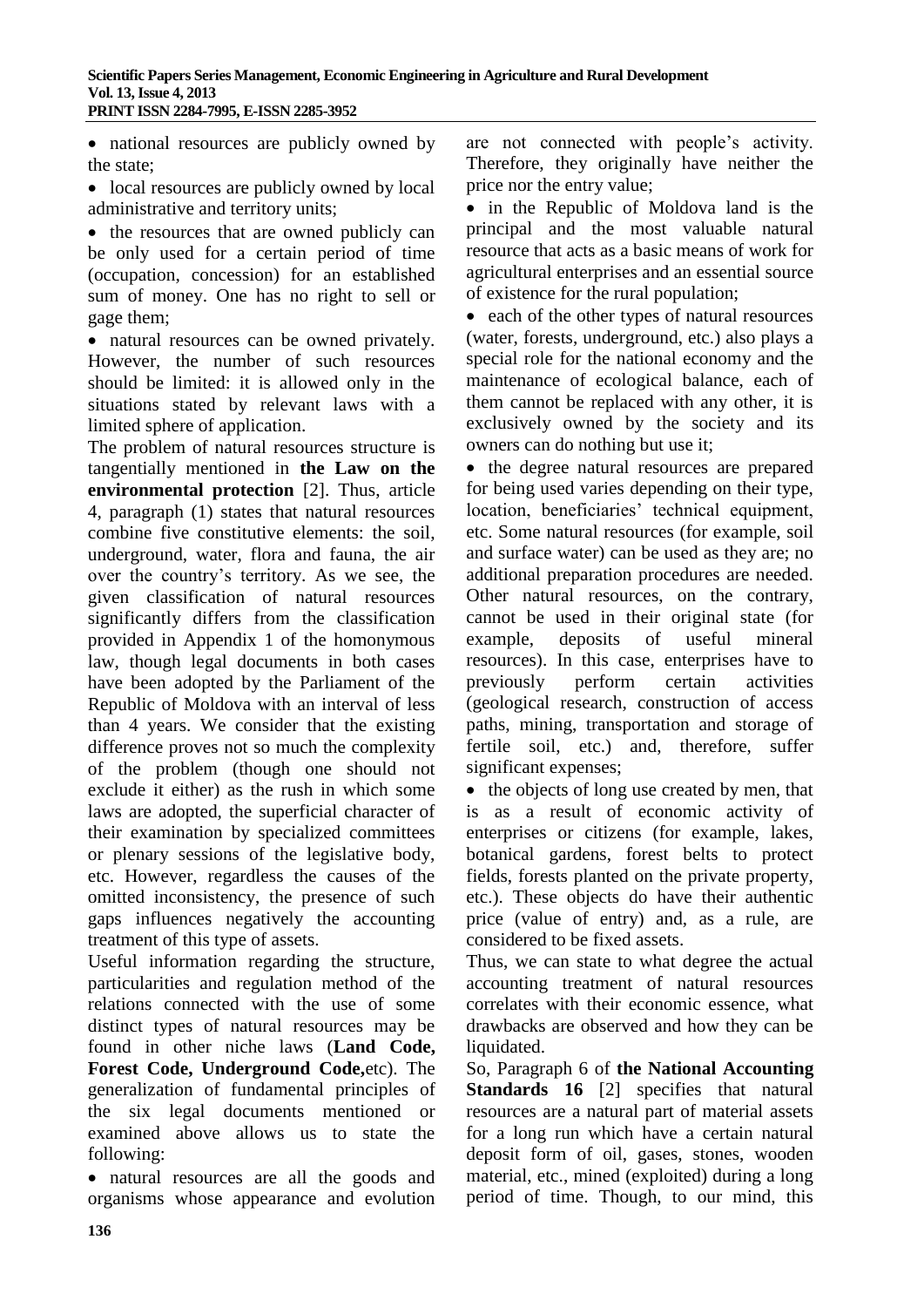- national resources are publicly owned by the state;
- local resources are publicly owned by local administrative and territory units;
- the resources that are owned publicly can be only used for a certain period of time (occupation, concession) for an established sum of money. One has no right to sell or gage them;
- natural resources can be owned privately. However, the number of such resources should be limited: it is allowed only in the situations stated by relevant laws with a limited sphere of application.

The problem of natural resources structure is tangentially mentioned in **the Law on the environmental protection** [2]. Thus, article 4, paragraph (1) states that natural resources combine five constitutive elements: the soil, underground, water, flora and fauna, the air over the country's territory. As we see, the given classification of natural resources significantly differs from the classification provided in Appendix 1 of the homonymous law, though legal documents in both cases have been adopted by the Parliament of the Republic of Moldova with an interval of less than 4 years. We consider that the existing difference proves not so much the complexity of the problem (though one should not exclude it either) as the rush in which some laws are adopted, the superficial character of their examination by specialized committees or plenary sessions of the legislative body, etc. However, regardless the causes of the omitted inconsistency, the presence of such gaps influences negatively the accounting treatment of this type of assets.

Useful information regarding the structure, particularities and regulation method of the relations connected with the use of some distinct types of natural resources may be found in other niche laws (**Land Code, Forest Code, Underground Code,**etc). The generalization of fundamental principles of the six legal documents mentioned or examined above allows us to state the following:

- natural resources are all the goods and organisms whose appearance and evolution are not connected with people's activity. Therefore, they originally have neither the price nor the entry value;
- in the Republic of Moldova land is the principal and the most valuable natural resource that acts as a basic means of work for agricultural enterprises and an essential source of existence for the rural population;
- each of the other types of natural resources (water, forests, underground, etc.) also plays a special role for the national economy and the maintenance of ecological balance, each of them cannot be replaced with any other, it is exclusively owned by the society and its owners can do nothing but use it;
- the degree natural resources are prepared for being used varies depending on their type, location, beneficiaries' technical equipment, etc. Some natural resources (for example, soil and surface water) can be used as they are; no additional preparation procedures are needed. Other natural resources, on the contrary, cannot be used in their original state (for example, deposits of useful mineral resources). In this case, enterprises have to previously perform certain activities (geological research, construction of access paths, mining, transportation and storage of fertile soil, etc.) and, therefore, suffer significant expenses;
- the objects of long use created by men, that is as a result of economic activity of enterprises or citizens (for example, lakes, botanical gardens, forest belts to protect fields, forests planted on the private property, etc.). These objects do have their authentic price (value of entry) and, as a rule, are considered to be fixed assets.

Thus, we can state to what degree the actual accounting treatment of natural resources correlates with their economic essence, what drawbacks are observed and how they can be liquidated.

So, Paragraph 6 of **the National Accounting Standards 16** [2] specifies that natural resources are a natural part of material assets for a long run which have a certain natural deposit form of oil, gases, stones, wooden material, etc., mined (exploited) during a long period of time. Though, to our mind, this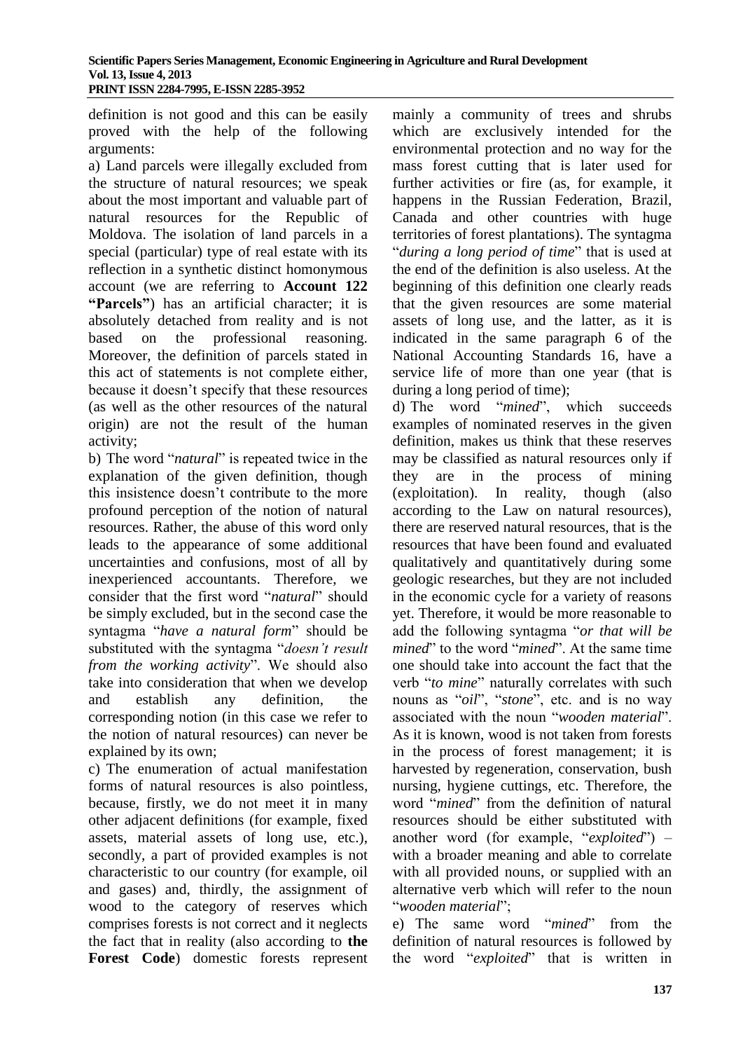definition is not good and this can be easily proved with the help of the following arguments:

a) Land parcels were illegally excluded from the structure of natural resources; we speak about the most important and valuable part of natural resources for the Republic of Moldova. The isolation of land parcels in a special (particular) type of real estate with its reflection in a synthetic distinct homonymous account (we are referring to **Account 122 "Parcels"**) has an artificial character; it is absolutely detached from reality and is not based on the professional reasoning. Moreover, the definition of parcels stated in this act of statements is not complete either, because it doesn't specify that these resources (as well as the other resources of the natural origin) are not the result of the human activity;

b) The word "*natural*" is repeated twice in the explanation of the given definition, though this insistence doesn't contribute to the more profound perception of the notion of natural resources. Rather, the abuse of this word only leads to the appearance of some additional uncertainties and confusions, most of all by inexperienced accountants. Therefore, we consider that the first word "*natural*" should be simply excluded, but in the second case the syntagma "*have a natural form*" should be substituted with the syntagma "*doesn't result from the working activity*". We should also take into consideration that when we develop and establish any definition, the corresponding notion (in this case we refer to the notion of natural resources) can never be explained by its own;

c) The enumeration of actual manifestation forms of natural resources is also pointless, because, firstly, we do not meet it in many other adjacent definitions (for example, fixed assets, material assets of long use, etc.), secondly, a part of provided examples is not characteristic to our country (for example, oil and gases) and, thirdly, the assignment of wood to the category of reserves which comprises forests is not correct and it neglects the fact that in reality (also according to **the Forest Code**) domestic forests represent mainly a community of trees and shrubs which are exclusively intended for the environmental protection and no way for the mass forest cutting that is later used for further activities or fire (as, for example, it happens in the Russian Federation, Brazil, Canada and other countries with huge territories of forest plantations). The syntagma "*during a long period of time*" that is used at the end of the definition is also useless. At the beginning of this definition one clearly reads that the given resources are some material assets of long use, and the latter, as it is indicated in the same paragraph 6 of the National Accounting Standards 16, have a service life of more than one year (that is during a long period of time);

d) The word "*mined*", which succeeds examples of nominated reserves in the given definition, makes us think that these reserves may be classified as natural resources only if they are in the process of mining (exploitation). In reality, though (also according to the Law on natural resources), there are reserved natural resources, that is the resources that have been found and evaluated qualitatively and quantitatively during some geologic researches, but they are not included in the economic cycle for a variety of reasons yet. Therefore, it would be more reasonable to add the following syntagma "*or that will be mined*" to the word "*mined*". At the same time one should take into account the fact that the verb "*to mine*" naturally correlates with such nouns as "*oil*", "*stone*", etc. and is no way associated with the noun "*wooden material*". As it is known, wood is not taken from forests in the process of forest management; it is harvested by regeneration, conservation, bush nursing, hygiene cuttings, etc. Therefore, the word "*mined*" from the definition of natural resources should be either substituted with another word (for example, "*exploited*") – with a broader meaning and able to correlate with all provided nouns, or supplied with an alternative verb which will refer to the noun "*wooden material*";

e) The same word "*mined*" from the definition of natural resources is followed by the word "*exploited*" that is written in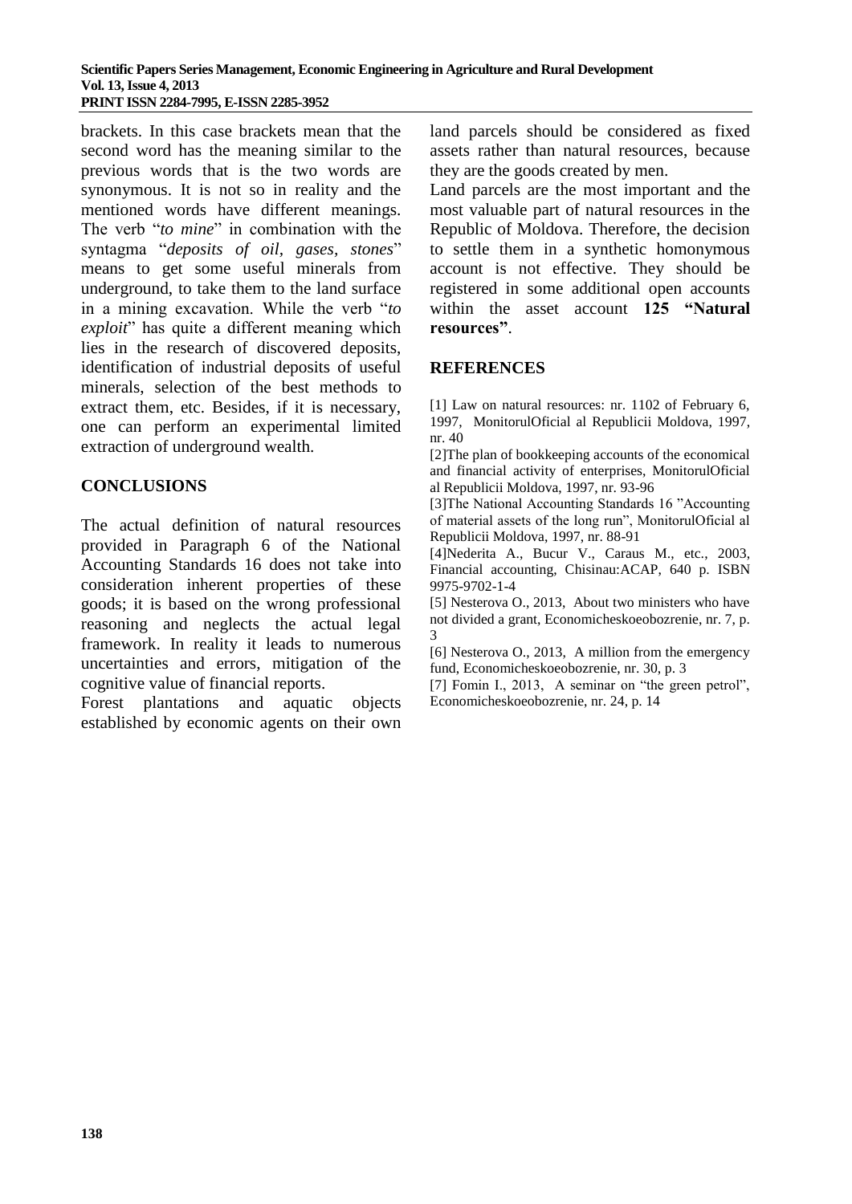brackets. In this case brackets mean that the second word has the meaning similar to the previous words that is the two words are synonymous. It is not so in reality and the mentioned words have different meanings. The verb "*to mine*" in combination with the syntagma "*deposits of oil, gases, stones*" means to get some useful minerals from underground, to take them to the land surface in a mining excavation. While the verb "*to exploit*" has quite a different meaning which lies in the research of discovered deposits, identification of industrial deposits of useful minerals, selection of the best methods to extract them, etc. Besides, if it is necessary, one can perform an experimental limited extraction of underground wealth.

## CONCLUSIONS

The actual definition of natural resources provided in Paragraph 6 of the National Accounting Standards 16 does not take into consideration inherent properties of these goods; it is based on the wrong professional reasoning and neglects the actual legal framework. In reality it leads to numerous uncertainties and errors, mitigation of the cognitive value of financial reports.

Forest plantations and aquatic objects established by economic agents on their own land parcels should be considered as fixed assets rather than natural resources, because they are the goods created by men.

Land parcels are the most important and the most valuable part of natural resources in the Republic of Moldova. Therefore, the decision to settle them in a synthetic homonymous account is not effective. They should be registered in some additional open accounts within the asset account **125 "Natural resources"**.

## REFERENCES

[1] Law on natural resources: nr. 1102 of February 6, 1997, MonitorulOficial al Republicii Moldova, 1997, nr. 40

[2]The plan of bookkeeping accounts of the economical and financial activity of enterprises, MonitorulOficial al Republicii Moldova, 1997, nr. 93-96

[3]The National Accounting Standards 16 "Accounting of material assets of the long run", MonitorulOficial al Republicii Moldova, 1997, nr. 88-91

[4]Nederita A., Bucur V., Caraus M., etc., 2003, Financial accounting, Chisinau:ACAP, 640 p. ISBN 9975-9702-1-4

[5] Nesterova O., 2013, About two ministers who have not divided a grant, Economicheskoeobozrenie, nr. 7, p. 3

[6] Nesterova O., 2013, A million from the emergency fund, Economicheskoeobozrenie, nr. 30, p. 3

[7] Fomin I., 2013, A seminar on "the green petrol", Economicheskoeobozrenie, nr. 24, p. 14